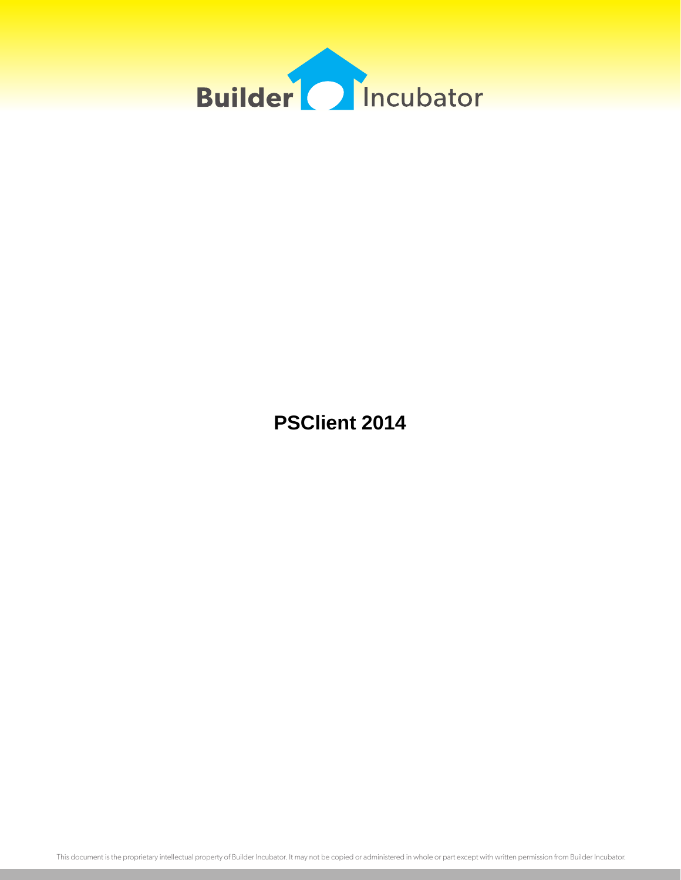Builder Incubator

# PSClient 2014

This document is the proprietary intellectual property of Builder Incubator. It may not be copied or administered in whole or part except with written permission from Builder Incubator.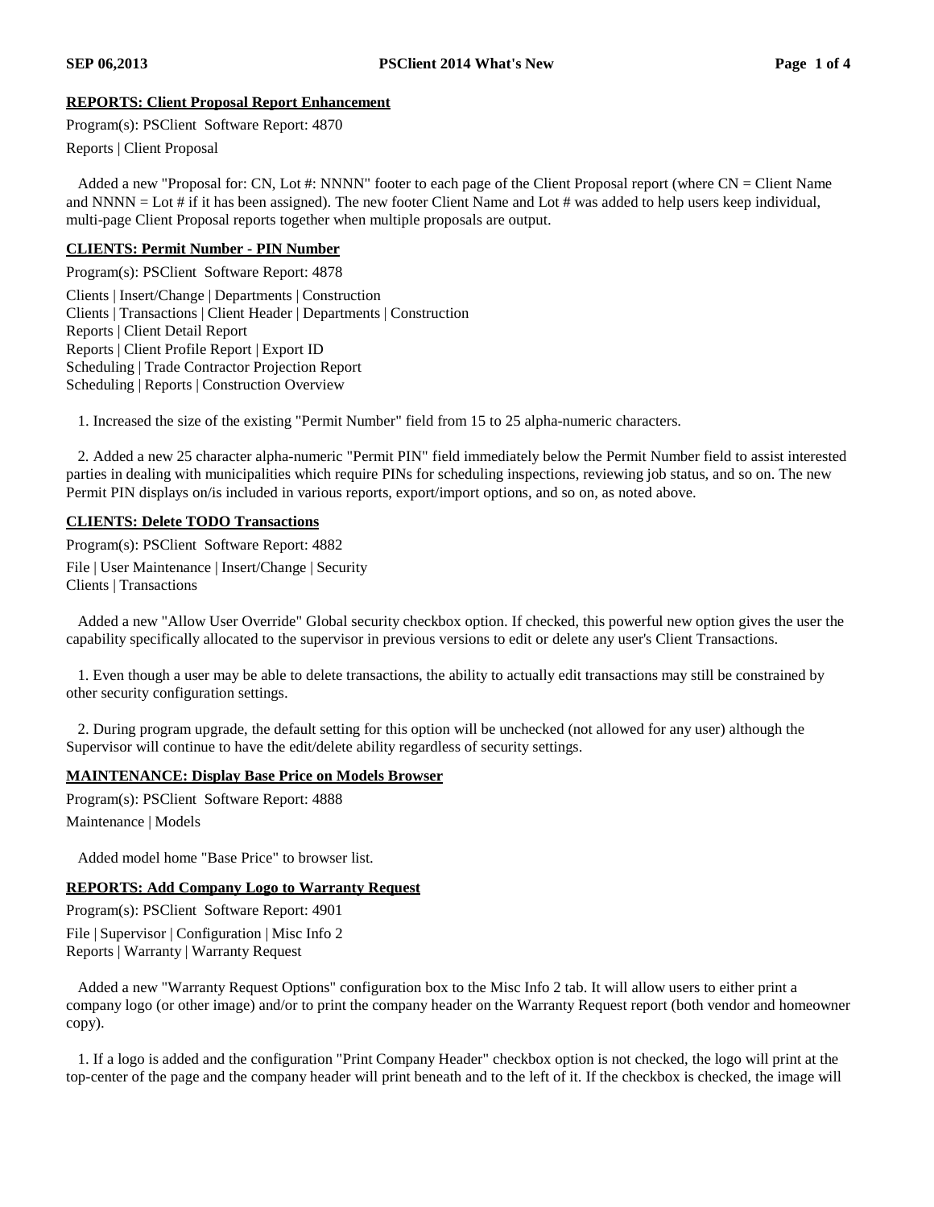## REPORTS: Client Proposal Report Enhancement

Program(s): PSClient Software Report: 4870

Reports | Client Proposal

Added a new "Proposal for: CN, Lot #: NNNN" footer to each page of the Client Proposal report (where CN = Client Name and NNNN = Lot # if it has been assigned). The new footer Client Name and Lot # was added to help users keep individual, multi-page Client Proposal reports together when multiple proposals are output.

## CLIENTS: Permit Number - PIN Number

Program(s): PSClient Software Report: 4878

Clients | Insert/Change | Departments | Construction
Clients | Transactions | Client Header | Departments | Construction
Reports | Client Detail Report
Reports | Client Profile Report | Export ID
Scheduling | Trade Contractor Projection Report
Scheduling | Reports | Construction Overview

1. Increased the size of the existing "Permit Number" field from 15 to 25 alpha-numeric characters.

2. Added a new 25 character alpha-numeric "Permit PIN" field immediately below the Permit Number field to assist interested parties in dealing with municipalities which require PINs for scheduling inspections, reviewing job status, and so on. The new Permit PIN displays on/is included in various reports, export/import options, and so on, as noted above.

## CLIENTS: Delete TODO Transactions

Program(s): PSClient Software Report: 4882

File | User Maintenance | Insert/Change | Security
Clients | Transactions

Added a new "Allow User Override" Global security checkbox option. If checked, this powerful new option gives the user the capability specifically allocated to the supervisor in previous versions to edit or delete any user's Client Transactions.

1. Even though a user may be able to delete transactions, the ability to actually edit transactions may still be constrained by other security configuration settings.

2. During program upgrade, the default setting for this option will be unchecked (not allowed for any user) although the Supervisor will continue to have the edit/delete ability regardless of security settings.

## MAINTENANCE: Display Base Price on Models Browser

Program(s): PSClient Software Report: 4888

Maintenance | Models

Added model home "Base Price" to browser list.

## REPORTS: Add Company Logo to Warranty Request

Program(s): PSClient Software Report: 4901

File | Supervisor | Configuration | Misc Info 2
Reports | Warranty | Warranty Request

Added a new "Warranty Request Options" configuration box to the Misc Info 2 tab. It will allow users to either print a company logo (or other image) and/or to print the company header on the Warranty Request report (both vendor and homeowner copy).

1. If a logo is added and the configuration "Print Company Header" checkbox option is not checked, the logo will print at the top-center of the page and the company header will print beneath and to the left of it. If the checkbox is checked, the image will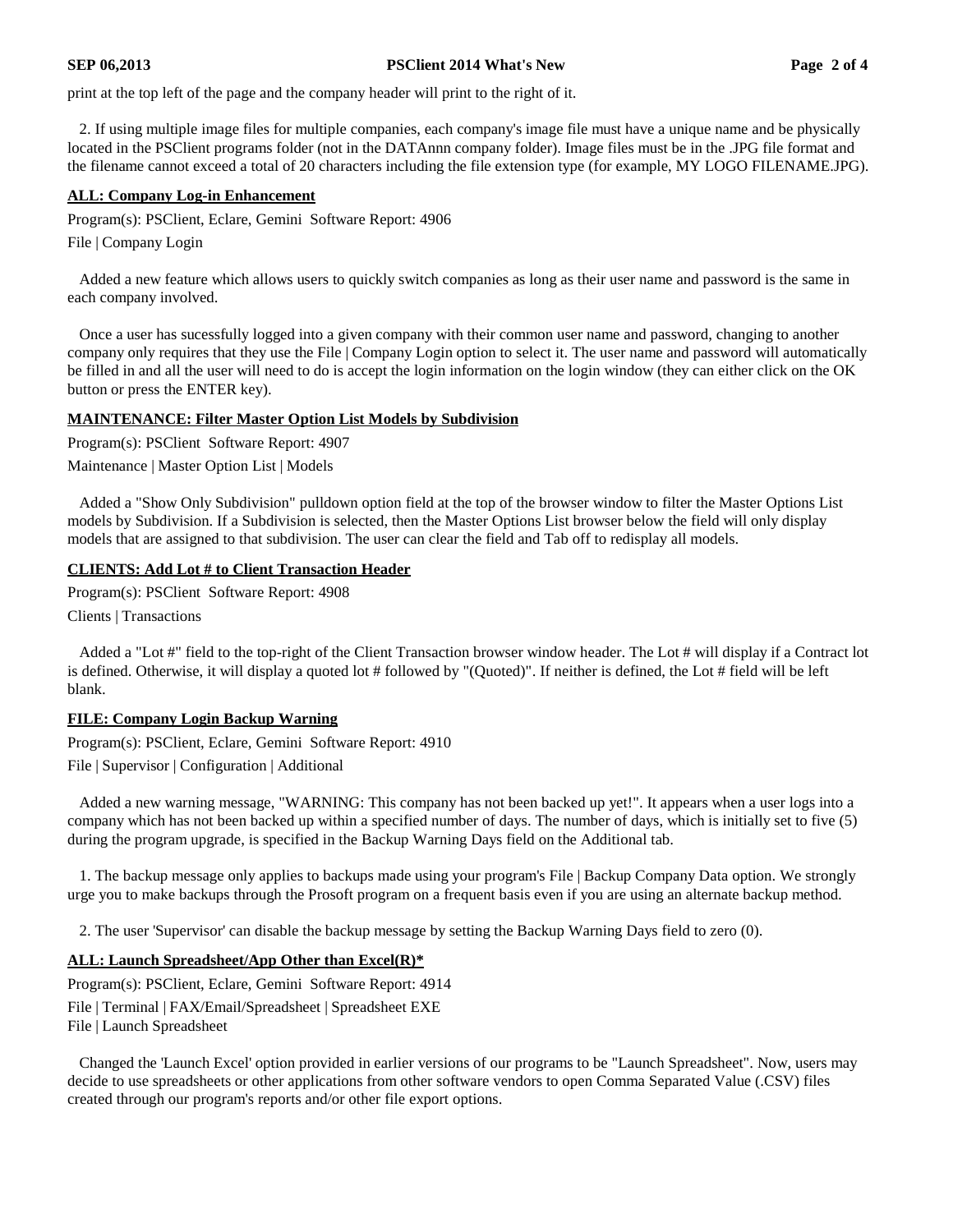print at the top left of the page and the company header will print to the right of it.

2. If using multiple image files for multiple companies, each company's image file must have a unique name and be physically located in the PSClient programs folder (not in the DATAnnn company folder). Image files must be in the .JPG file format and the filename cannot exceed a total of 20 characters including the file extension type (for example, MY LOGO FILENAME.JPG).

**ALL: Company Log-in Enhancement**

Program(s): PSClient, Eclare, Gemini Software Report: 4906

File | Company Login

Added a new feature which allows users to quickly switch companies as long as their user name and password is the same in each company involved.

Once a user has sucessfully logged into a given company with their common user name and password, changing to another company only requires that they use the File | Company Login option to select it. The user name and password will automatically be filled in and all the user will need to do is accept the login information on the login window (they can either click on the OK button or press the ENTER key).

**MAINTENANCE: Filter Master Option List Models by Subdivision**

Program(s): PSClient Software Report: 4907

Maintenance | Master Option List | Models

Added a "Show Only Subdivision" pulldown option field at the top of the browser window to filter the Master Options List models by Subdivision. If a Subdivision is selected, then the Master Options List browser below the field will only display models that are assigned to that subdivision. The user can clear the field and Tab off to redisplay all models.

**CLIENTS: Add Lot # to Client Transaction Header**

Program(s): PSClient Software Report: 4908

Clients | Transactions

Added a "Lot #" field to the top-right of the Client Transaction browser window header. The Lot # will display if a Contract lot is defined. Otherwise, it will display a quoted lot # followed by "(Quoted)". If neither is defined, the Lot # field will be left blank.

**FILE: Company Login Backup Warning**

Program(s): PSClient, Eclare, Gemini Software Report: 4910

File | Supervisor | Configuration | Additional

Added a new warning message, "WARNING: This company has not been backed up yet!". It appears when a user logs into a company which has not been backed up within a specified number of days. The number of days, which is initially set to five (5) during the program upgrade, is specified in the Backup Warning Days field on the Additional tab.

1. The backup message only applies to backups made using your program's File | Backup Company Data option. We strongly urge you to make backups through the Prosoft program on a frequent basis even if you are using an alternate backup method.

2. The user 'Supervisor' can disable the backup message by setting the Backup Warning Days field to zero (0).

**ALL: Launch Spreadsheet/App Other than Excel(R)***

Program(s): PSClient, Eclare, Gemini Software Report: 4914

File | Terminal | FAX/Email/Spreadsheet | Spreadsheet EXE
File | Launch Spreadsheet

Changed the 'Launch Excel' option provided in earlier versions of our programs to be "Launch Spreadsheet". Now, users may decide to use spreadsheets or other applications from other software vendors to open Comma Spareated Value (.CSV) files created through our program's reports and/or other file export options.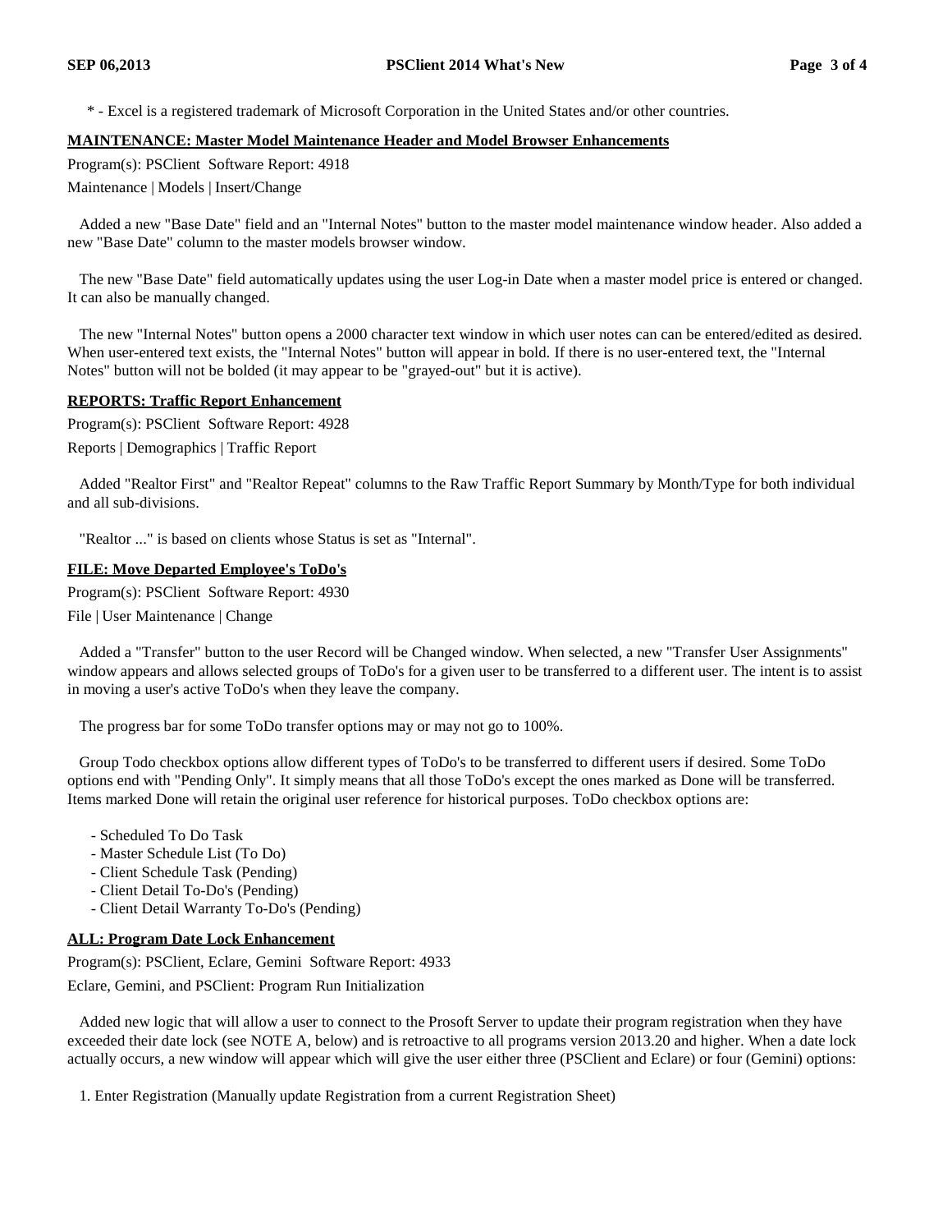\* - Excel is a registered trademark of Microsoft Corporation in the United States and/or other countries.

**MAINTENANCE: Master Model Maintenance Header and Model Browser Enhancements**

Program(s): PSClient  Software Report: 4918

Maintenance | Models | Insert/Change

Added a new "Base Date" field and an "Internal Notes" button to the master model maintenance window header. Also added a new "Base Date" column to the master models browser window.

The new "Base Date" field automatically updates using the user Log-in Date when a master model price is entered or changed. It can also be manually changed.

The new "Internal Notes" button opens a 2000 character text window in which user notes can can be entered/edited as desired. When user-entered text exists, the "Internal Notes" button will appear in bold. If there is no user-entered text, the "Internal Notes" button will not be bolded (it may appear to be "grayed-out" but it is active).

**REPORTS: Traffic Report Enhancement**

Program(s): PSClient  Software Report: 4928

Reports | Demographics | Traffic Report

Added "Realtor First" and "Realtor Repeat" columns to the Raw Traffic Report Summary by Month/Type for both individual and all sub-divisions.

"Realtor ..." is based on clients whose Status is set as "Internal".

**FILE: Move Departed Employee's ToDo's**

Program(s): PSClient  Software Report: 4930

File | User Maintenance | Change

Added a "Transfer" button to the user Record will be Changed window. When selected, a new "Transfer User Assignments" window appears and allows selected groups of ToDo's for a given user to be transferred to a different user. The intent is to assist in moving a user's active ToDo's when they leave the company.

The progress bar for some ToDo transfer options may or may not go to 100%.

Group Todo checkbox options allow different types of ToDo's to be transferred to different users if desired. Some ToDo options end with "Pending Only". It simply means that all those ToDo's except the ones marked as Done will be transferred. Items marked Done will retain the original user reference for historical purposes. ToDo checkbox options are:

- Scheduled To Do Task
- Master Schedule List (To Do)
- Client Schedule Task (Pending)
- Client Detail To-Do's (Pending)
- Client Detail Warranty To-Do's (Pending)

**ALL: Program Date Lock Enhancement**

Program(s): PSClient, Eclare, Gemini  Software Report: 4933

Eclare, Gemini, and PSClient: Program Run Initialization

Added new logic that will allow a user to connect to the Prosoft Server to update their program registration when they have exceeded their date lock (see NOTE A, below) and is retroactive to all programs version 2013.20 and higher. When a date lock actually occurs, a new window will appear which will give the user either three (PSClient and Eclare) or four (Gemini) options:

1. Enter Registration (Manually update Registration from a current Registration Sheet)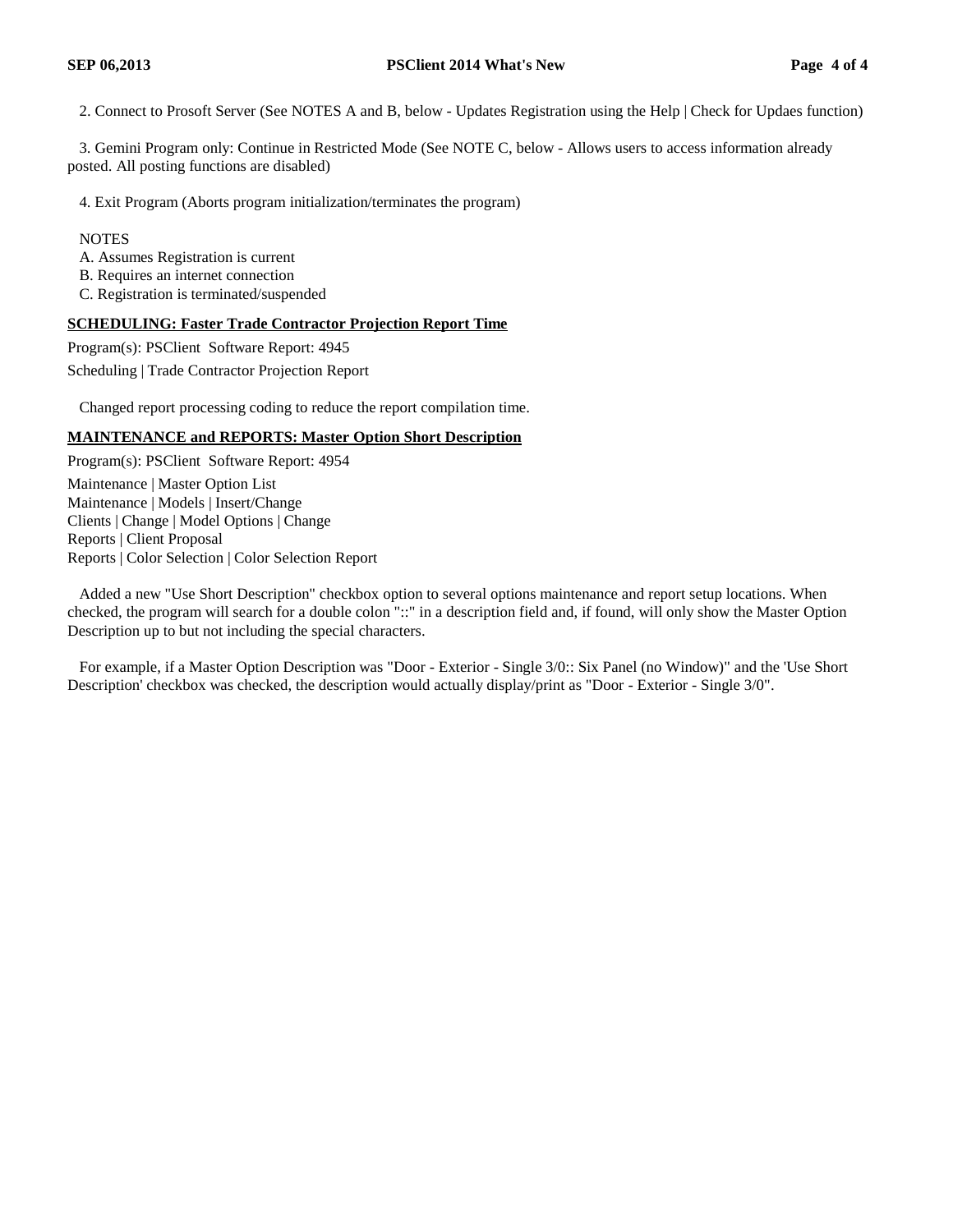2. Connect to Prosoft Server (See NOTES A and B, below - Updates Registration using the Help | Check for Updaes function)

3. Gemini Program only: Continue in Restricted Mode (See NOTE C, below - Allows users to access information already posted. All posting functions are disabled)

4. Exit Program (Aborts program initialization/terminates the program)

NOTES
A. Assumes Registration is current
B. Requires an internet connection
C. Registration is terminated/suspended

### SCHEDULING: Faster Trade Contractor Projection Report Time

Program(s): PSClient  Software Report: 4945

Scheduling | Trade Contractor Projection Report

Changed report processing coding to reduce the report compilation time.

### MAINTENANCE and REPORTS: Master Option Short Description

Program(s): PSClient  Software Report: 4954

Maintenance | Master Option List
Maintenance | Models | Insert/Change
Clients | Change | Model Options | Change
Reports | Client Proposal
Reports | Color Selection | Color Selection Report

Added a new "Use Short Description" checkbox option to several options maintenance and report setup locations. When checked, the program will search for a double colon "::" in a description field and, if found, will only show the Master Option Description up to but not including the special characters.

For example, if a Master Option Description was "Door - Exterior - Single 3/0:: Six Panel (no Window)" and the 'Use Short Description' checkbox was checked, the description would actually display/print as "Door - Exterior - Single 3/0".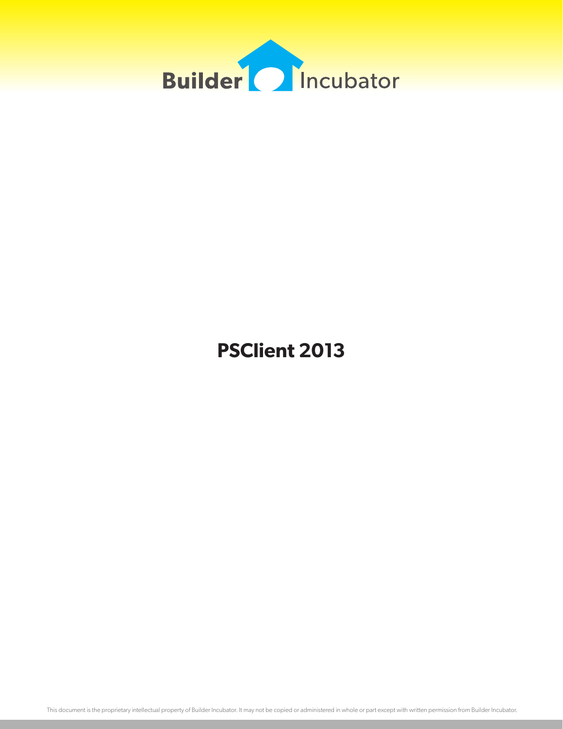Builder Incubator

# PSClient 2013

This document is the proprietary intellectual property of Builder Incubator. It may not be copied or administered in whole or part except with written permission from Builder Incubator.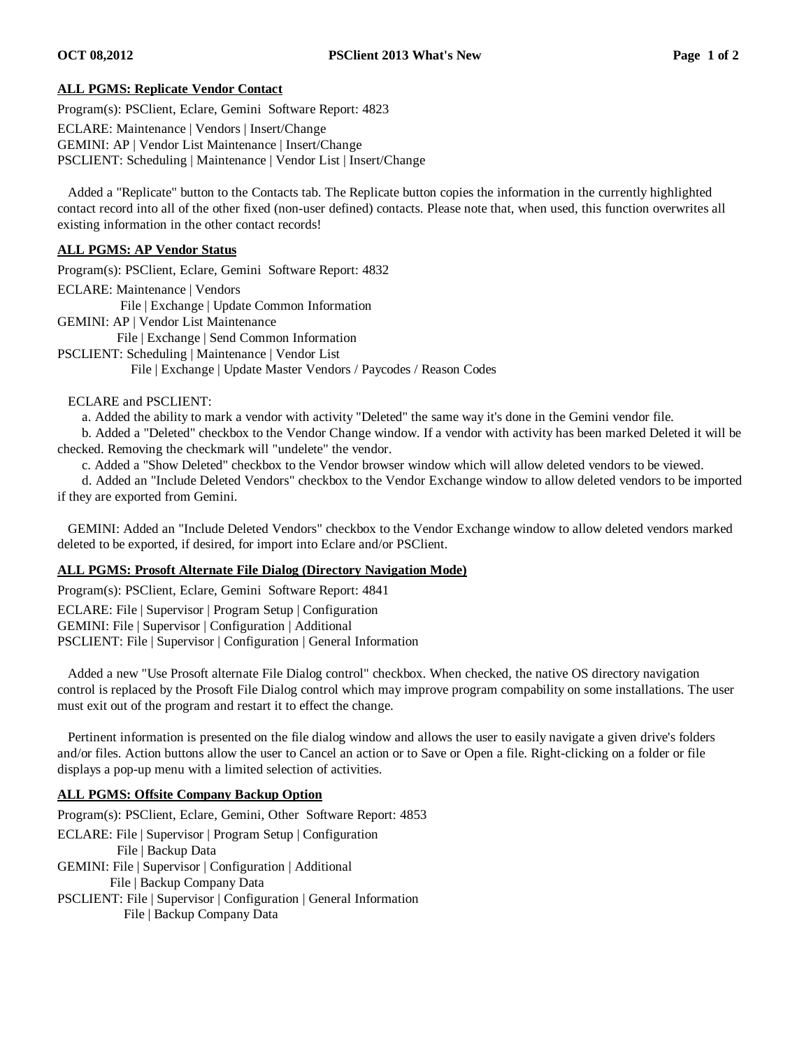## ALL PGMS: Replicate Vendor Contact

Program(s): PSClient, Eclare, Gemini  Software Report: 4823

ECLARE: Maintenance | Vendors | Insert/Change
GEMINI: AP | Vendor List Maintenance | Insert/Change
PSCLIENT: Scheduling | Maintenance | Vendor List | Insert/Change

Added a "Replicate" button to the Contacts tab. The Replicate button copies the information in the currently highlighted contact record into all of the other fixed (non-user defined) contacts. Please note that, when used, this function overwrites all existing information in the other contact records!

## ALL PGMS: AP Vendor Status

Program(s): PSClient, Eclare, Gemini  Software Report: 4832

ECLARE: Maintenance | Vendors
    File | Exchange | Update Common Information
GEMINI: AP | Vendor List Maintenance
    File | Exchange | Send Common Information
PSCLIENT: Scheduling | Maintenance | Vendor List
    File | Exchange | Update Master Vendors / Paycodes / Reason Codes

ECLARE and PSCLIENT:

a. Added the ability to mark a vendor with activity "Deleted" the same way it's done in the Gemini vendor file.

b. Added a "Deleted" checkbox to the Vendor Change window. If a vendor with activity has been marked Deleted it will be checked. Removing the checkmark will "undelete" the vendor.

c. Added a "Show Deleted" checkbox to the Vendor browser window which will allow deleted vendors to be viewed.

d. Added an "Include Deleted Vendors" checkbox to the Vendor Exchange window to allow deleted vendors to be imported if they are exported from Gemini.

GEMINI: Added an "Include Deleted Vendors" checkbox to the Vendor Exchange window to allow deleted vendors marked deleted to be exported, if desired, for import into Eclare and/or PSClient.

## ALL PGMS: Prosoft Alternate File Dialog (Directory Navigation Mode)

Program(s): PSClient, Eclare, Gemini  Software Report: 4841

ECLARE: File | Supervisor | Program Setup | Configuration
GEMINI: File | Supervisor | Configuration | Additional
PSCLIENT: File | Supervisor | Configuration | General Information

Added a new "Use Prosoft alternate File Dialog control" checkbox. When checked, the native OS directory navigation control is replaced by the Prosoft File Dialog control which may improve program compability on some installations. The user must exit out of the program and restart it to effect the change.

Pertinent information is presented on the file dialog window and allows the user to easily navigate a given drive's folders and/or files. Action buttons allow the user to Cancel an action or to Save or Open a file. Right-clicking on a folder or file displays a pop-up menu with a limited selection of activities.

## ALL PGMS: Offsite Company Backup Option

Program(s): PSClient, Eclare, Gemini, Other  Software Report: 4853

ECLARE: File | Supervisor | Program Setup | Configuration
    File | Backup Data
GEMINI: File | Supervisor | Configuration | Additional
    File | Backup Company Data
PSCLIENT: File | Supervisor | Configuration | General Information
    File | Backup Company Data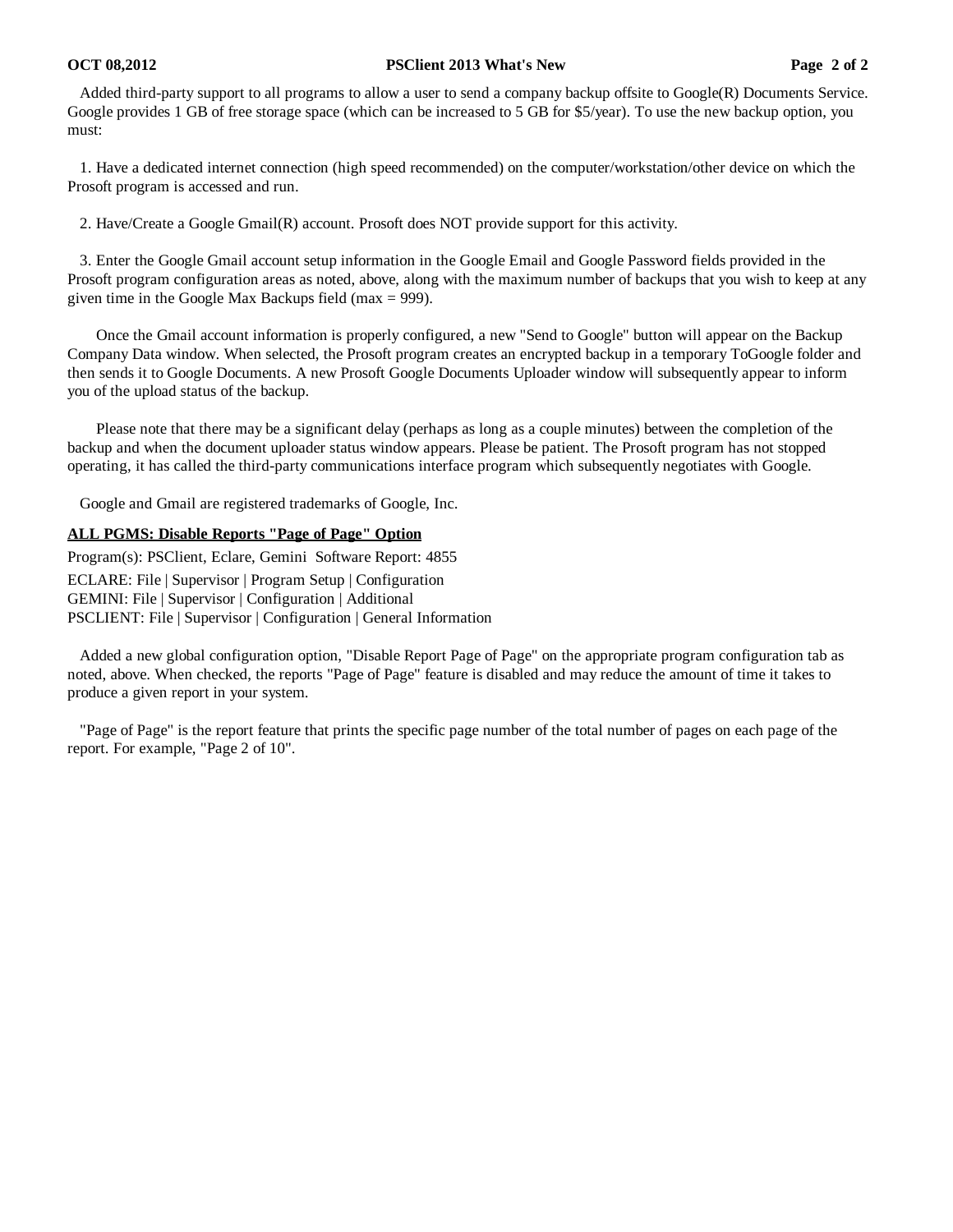Added third-party support to all programs to allow a user to send a company backup offsite to Google(R) Documents Service. Google provides 1 GB of free storage space (which can be increased to 5 GB for $5/year). To use the new backup option, you must:

1. Have a dedicated internet connection (high speed recommended) on the computer/workstation/other device on which the Prosoft program is accessed and run.

2. Have/Create a Google Gmail(R) account. Prosoft does NOT provide support for this activity.

3. Enter the Google Gmail account setup information in the Google Email and Google Password fields provided in the Prosoft program configuration areas as noted, above, along with the maximum number of backups that you wish to keep at any given time in the Google Max Backups field (max = 999).

Once the Gmail account information is properly configured, a new "Send to Google" button will appear on the Backup Company Data window. When selected, the Prosoft program creates an encrypted backup in a temporary ToGoogle folder and then sends it to Google Documents. A new Prosoft Google Documents Uploader window will subsequently appear to inform you of the upload status of the backup.

Please note that there may be a significant delay (perhaps as long as a couple minutes) between the completion of the backup and when the document uploader status window appears. Please be patient. The Prosoft program has not stopped operating, it has called the third-party communications interface program which subsequently negotiates with Google.

Google and Gmail are registered trademarks of Google, Inc.

### ALL PGMS: Disable Reports "Page of Page" Option

Program(s): PSClient, Eclare, Gemini  Software Report: 4855

ECLARE: File | Supervisor | Program Setup | Configuration
GEMINI: File | Supervisor | Configuration | Additional
PSCLIENT: File | Supervisor | Configuration | General Information

Added a new global configuration option, "Disable Report Page of Page" on the appropriate program configuration tab as noted, above. When checked, the reports "Page of Page" feature is disabled and may reduce the amount of time it takes to produce a given report in your system.

"Page of Page" is the report feature that prints the specific page number of the total number of pages on each page of the report. For example, "Page 2 of 10".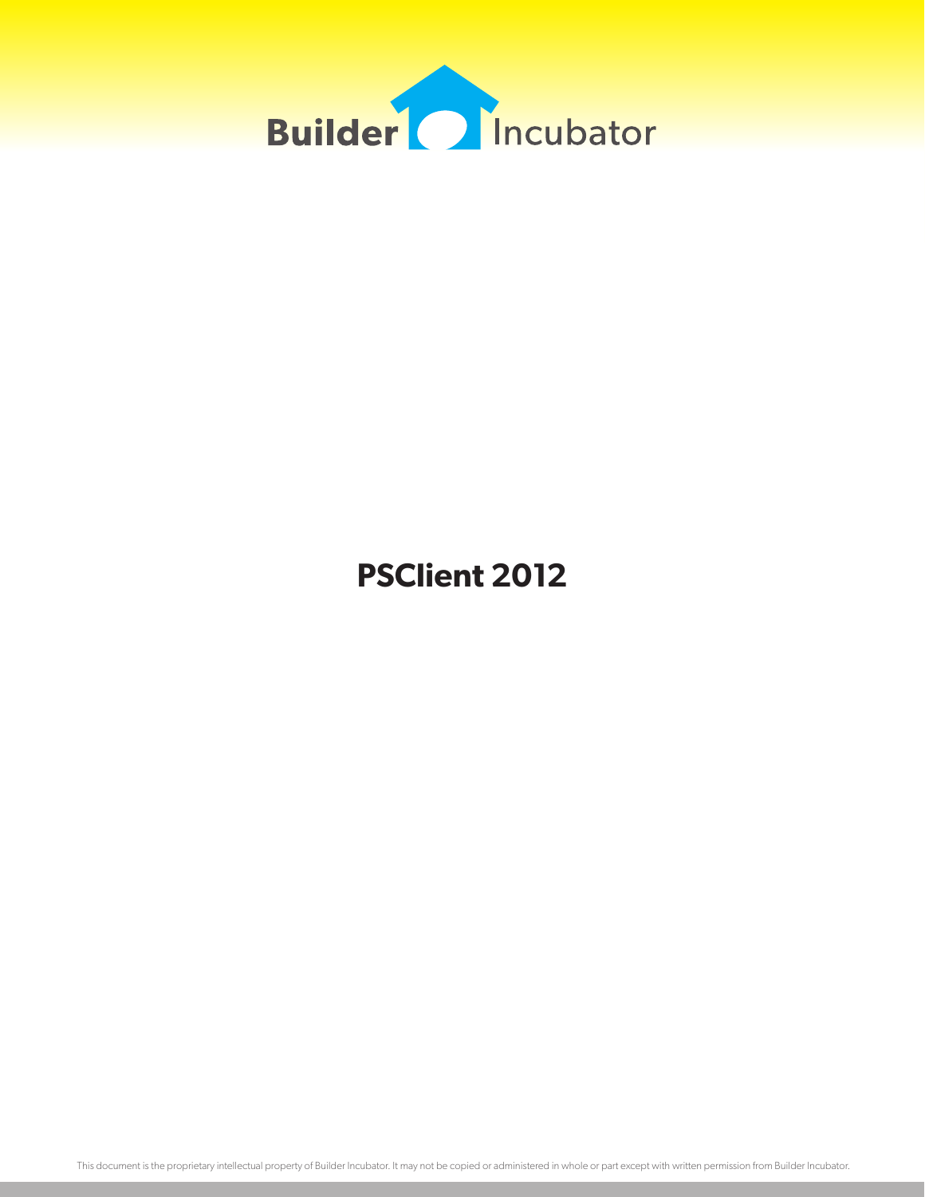Builder Incubator

# PSClient 2012

This document is the proprietary intellectual property of Builder Incubator. It may not be copied or administered in whole or part except with written permission from Builder Incubator.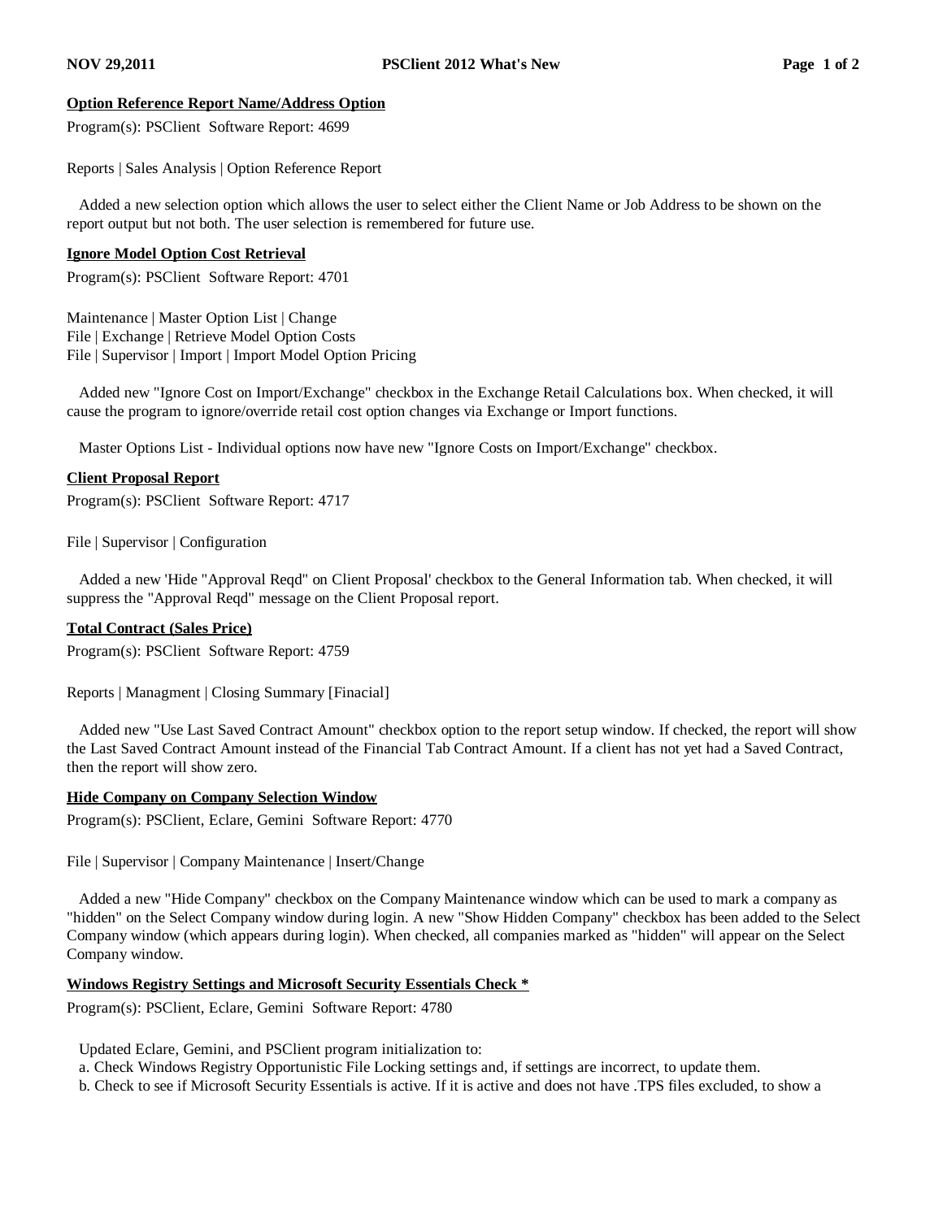**Option Reference Report Name/Address Option**

Program(s): PSClient  Software Report: 4699

Reports | Sales Analysis | Option Reference Report

Added a new selection option which allows the user to select either the Client Name or Job Address to be shown on the report output but not both. The user selection is remembered for future use.

**Ignore Model Option Cost Retrieval**

Program(s): PSClient  Software Report: 4701

Maintenance | Master Option List | Change
File | Exchange | Retrieve Model Option Costs
File | Supervisor | Import | Import Model Option Pricing

Added new "Ignore Cost on Import/Exchange" checkbox in the Exchange Retail Calculations box. When checked, it will cause the program to ignore/override retail cost option changes via Exchange or Import functions.

Master Options List - Individual options now have new "Ignore Costs on Import/Exchange" checkbox.

**Client Proposal Report**

Program(s): PSClient  Software Report: 4717

File | Supervisor | Configuration

Added a new 'Hide "Approval Reqd" on Client Proposal' checkbox to the General Information tab. When checked, it will suppress the "Approval Reqd" message on the Client Proposal report.

**Total Contract (Sales Price)**

Program(s): PSClient  Software Report: 4759

Reports | Managment | Closing Summary [Finacial]

Added new "Use Last Saved Contract Amount" checkbox option to the report setup window. If checked, the report will show the Last Saved Contract Amount instead of the Financial Tab Contract Amount. If a client has not yet had a Saved Contract, then the report will show zero.

**Hide Company on Company Selection Window**

Program(s): PSClient, Eclare, Gemini  Software Report: 4770

File | Supervisor | Company Maintenance | Insert/Change

Added a new "Hide Company" checkbox on the Company Maintenance window which can be used to mark a company as "hidden" on the Select Company window during login. A new "Show Hidden Company" checkbox has been added to the Select Company window (which appears during login). When checked, all companies marked as "hidden" will appear on the Select Company window.

**Windows Registry Settings and Microsoft Security Essentials Check ***

Program(s): PSClient, Eclare, Gemini  Software Report: 4780

Updated Eclare, Gemini, and PSClient program initialization to:
a. Check Windows Registry Opportunistic File Locking settings and, if settings are incorrect, to update them.
b. Check to see if Microsoft Security Essentials is active. If it is active and does not have .TPS files excluded, to show a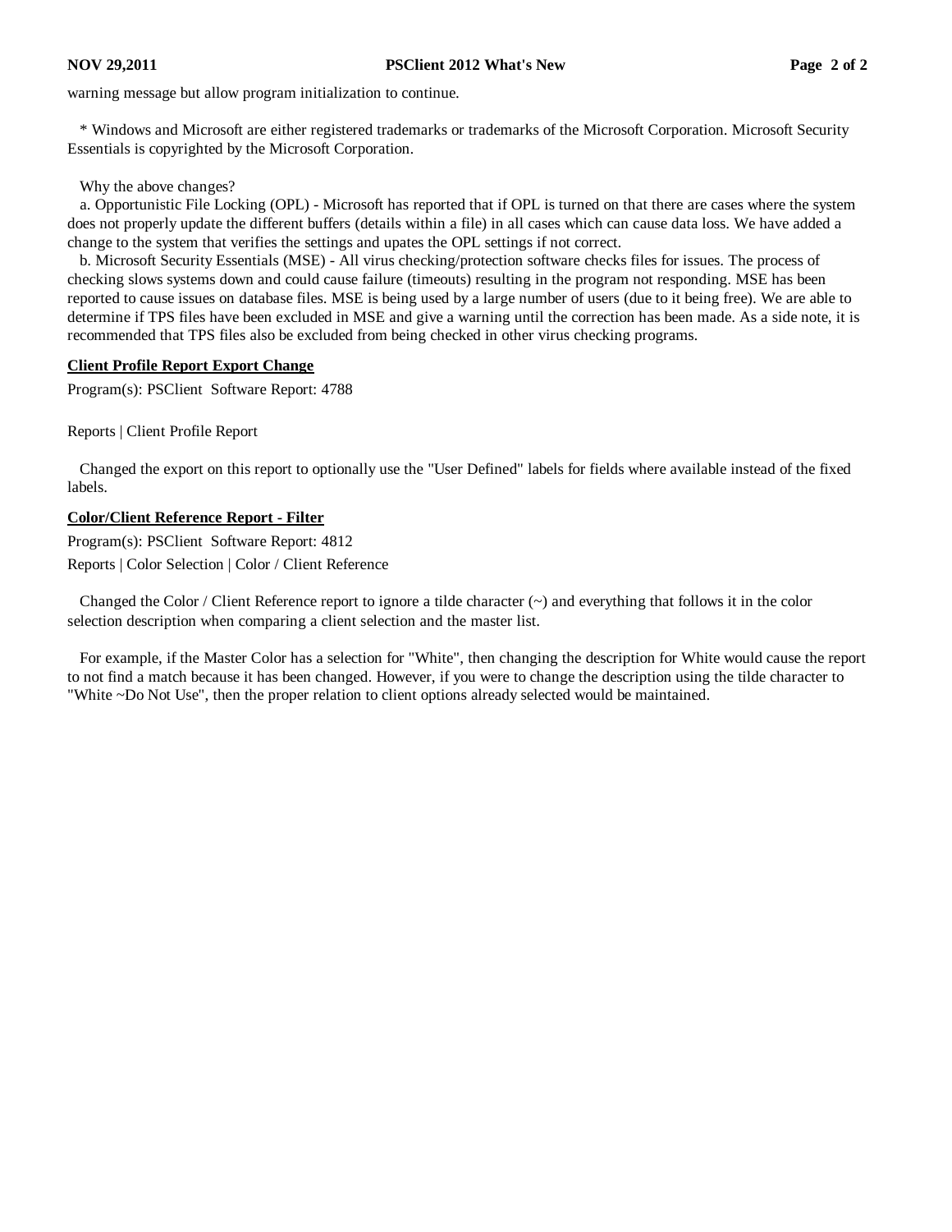warning message but allow program initialization to continue.

* Windows and Microsoft are either registered trademarks or trademarks of the Microsoft Corporation. Microsoft Security Essentials is copyrighted by the Microsoft Corporation.

Why the above changes?

a. Opportunistic File Locking (OPL) - Microsoft has reported that if OPL is turned on that there are cases where the system does not properly update the different buffers (details within a file) in all cases which can cause data loss. We have added a change to the system that verifies the settings and upates the OPL settings if not correct.

b. Microsoft Security Essentials (MSE) - All virus checking/protection software checks files for issues. The process of checking slows systems down and could cause failure (timeouts) resulting in the program not responding. MSE has been reported to cause issues on database files. MSE is being used by a large number of users (due to it being free). We are able to determine if TPS files have been excluded in MSE and give a warning until the correction has been made. As a side note, it is recommended that TPS files also be excluded from being checked in other virus checking programs.

**Client Profile Report Export Change**

Program(s): PSClient  Software Report: 4788

Reports | Client Profile Report

Changed the export on this report to optionally use the "User Defined" labels for fields where available instead of the fixed labels.

**Color/Client Reference Report - Filter**

Program(s): PSClient  Software Report: 4812

Reports | Color Selection | Color / Client Reference

Changed the Color / Client Reference report to ignore a tilde character (~) and everything that follows it in the color selection description when comparing a client selection and the master list.

For example, if the Master Color has a selection for "White", then changing the description for White would cause the report to not find a match because it has been changed. However, if you were to change the description using the tilde character to "White ~Do Not Use", then the proper relation to client options already selected would be maintained.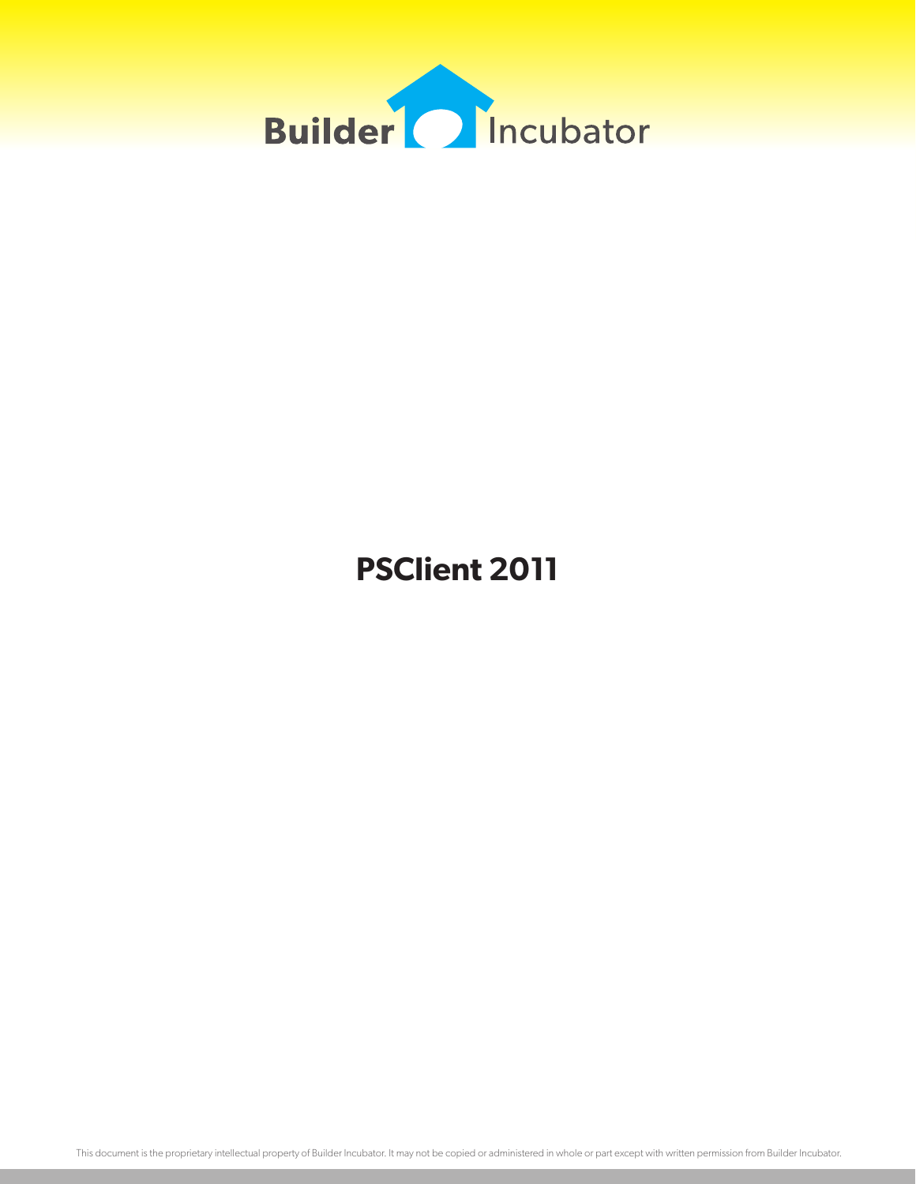# PSClient 2011

This document is the proprietary intellectual property of Builder Incubator. It may not be copied or administered in whole or part except with written permission from Builder Incubator.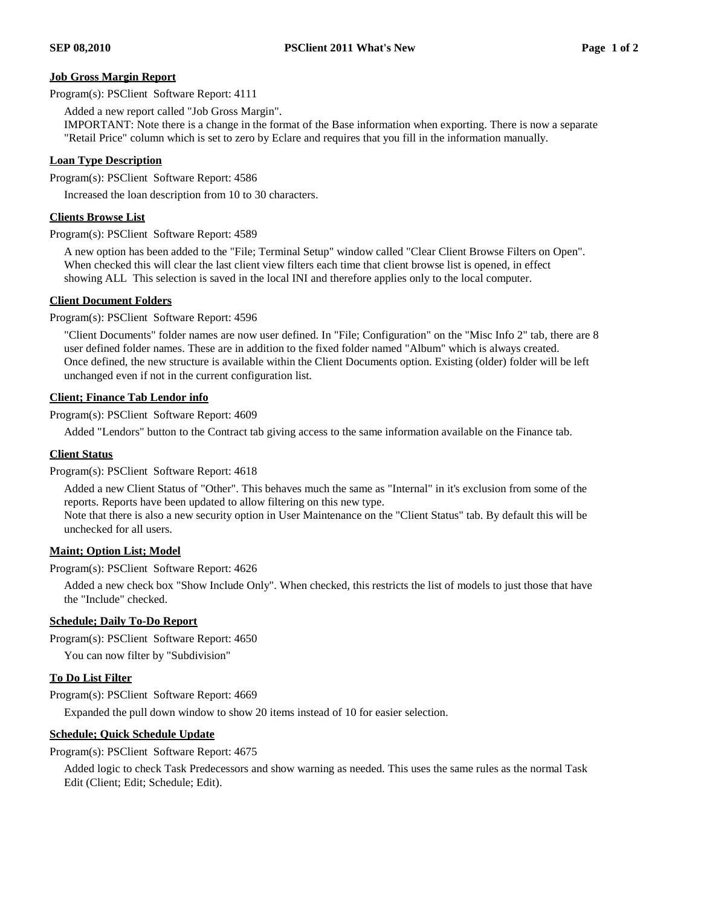### Job Gross Margin Report

Program(s): PSClient Software Report: 4111

Added a new report called "Job Gross Margin".
IMPORTANT: Note there is a change in the format of the Base information when exporting. There is now a separate "Retail Price" column which is set to zero by Eclare and requires that you fill in the information manually.

### Loan Type Description

Program(s): PSClient Software Report: 4586

Increased the loan description from 10 to 30 characters.

### Clients Browse List

Program(s): PSClient Software Report: 4589

A new option has been added to the "File; Terminal Setup" window called "Clear Client Browse Filters on Open". When checked this will clear the last client view filters each time that client browse list is opened, in effect showing ALL This selection is saved in the local INI and therefore applies only to the local computer.

### Client Document Folders

Program(s): PSClient Software Report: 4596

"Client Documents" folder names are now user defined. In "File; Configuration" on the "Misc Info 2" tab, there are 8 user defined folder names. These are in addition to the fixed folder named "Album" which is always created. Once defined, the new structure is available within the Client Documents option. Existing (older) folder will be left unchanged even if not in the current configuration list.

### Client; Finance Tab Lendor info

Program(s): PSClient Software Report: 4609

Added "Lendors" button to the Contract tab giving access to the same information available on the Finance tab.

### Client Status

Program(s): PSClient Software Report: 4618

Added a new Client Status of "Other". This behaves much the same as "Internal" in it's exclusion from some of the reports. Reports have been updated to allow filtering on this new type.
Note that there is also a new security option in User Maintenance on the "Client Status" tab. By default this will be unchecked for all users.

### Maint; Option List; Model

Program(s): PSClient Software Report: 4626

Added a new check box "Show Include Only". When checked, this restricts the list of models to just those that have the "Include" checked.

### Schedule; Daily To-Do Report

Program(s): PSClient Software Report: 4650

You can now filter by "Subdivision"

### To Do List Filter

Program(s): PSClient Software Report: 4669

Expanded the pull down window to show 20 items instead of 10 for easier selection.

### Schedule; Quick Schedule Update

Program(s): PSClient Software Report: 4675

Added logic to check Task Predecessors and show warning as needed. This uses the same rules as the normal Task Edit (Client; Edit; Schedule; Edit).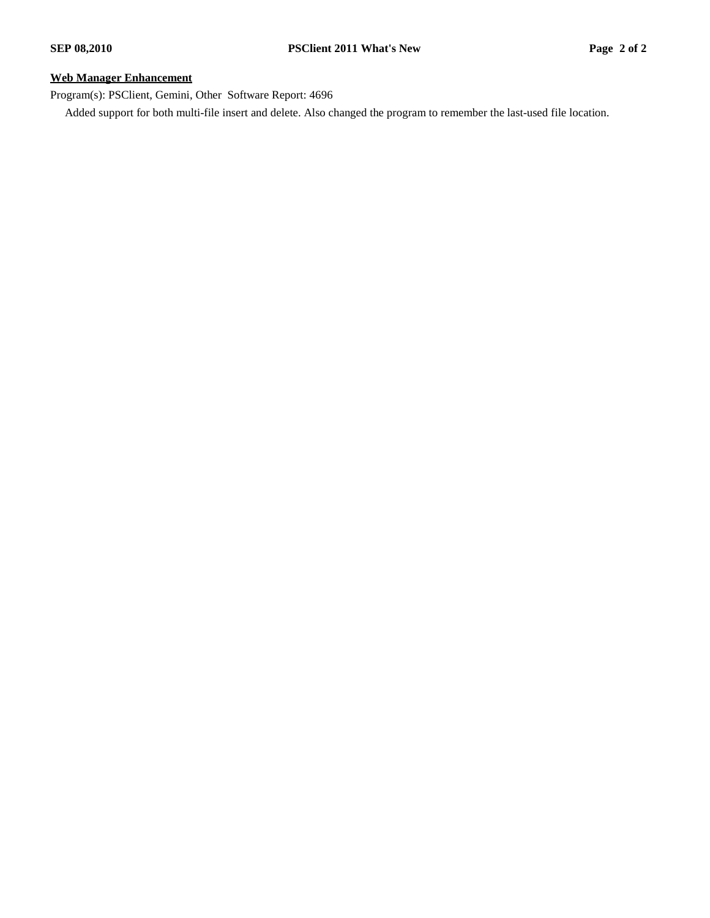**Web Manager Enhancement**

Program(s): PSClient, Gemini, Other  Software Report: 4696

Added support for both multi-file insert and delete. Also changed the program to remember the last-used file location.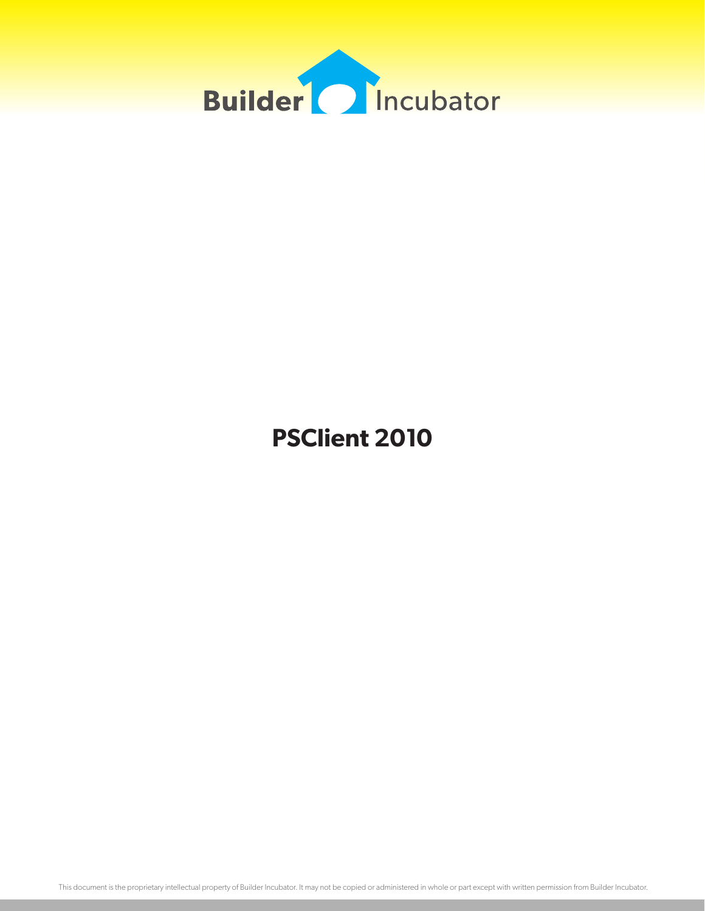Builder Incubator

# PSClient 2010

This document is the proprietary intellectual property of Builder Incubator. It may not be copied or administered in whole or part except with written permission from Builder Incubator.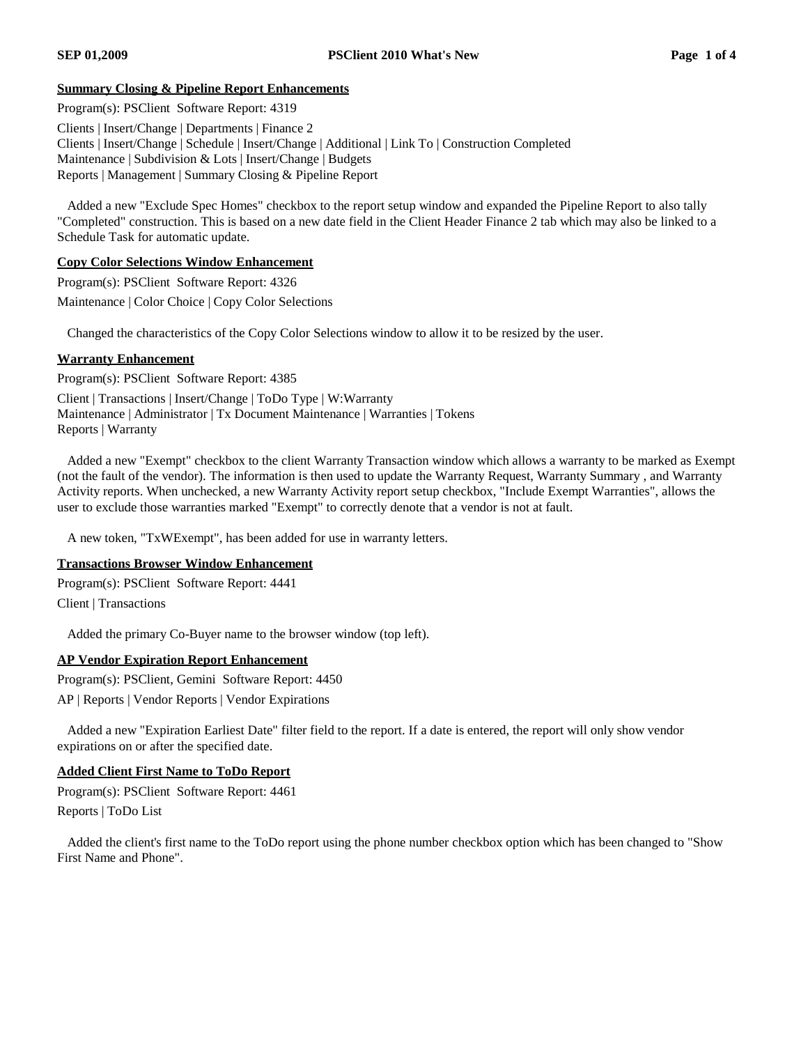**Summary Closing & Pipeline Report Enhancements**

Program(s): PSClient  Software Report: 4319

Clients | Insert/Change | Departments | Finance 2
Clients | Insert/Change | Schedule | Insert/Change | Additional | Link To | Construction Completed
Maintenance | Subdivision & Lots | Insert/Change | Budgets
Reports | Management | Summary Closing & Pipeline Report

Added a new "Exclude Spec Homes" checkbox to the report setup window and expanded the Pipeline Report to also tally "Completed" construction. This is based on a new date field in the Client Header Finance 2 tab which may also be linked to a Schedule Task for automatic update.

**Copy Color Selections Window Enhancement**

Program(s): PSClient  Software Report: 4326

Maintenance | Color Choice | Copy Color Selections

Changed the characteristics of the Copy Color Selections window to allow it to be resized by the user.

**Warranty Enhancement**

Program(s): PSClient  Software Report: 4385

Client | Transactions | Insert/Change | ToDo Type | W:Warranty
Maintenance | Administrator | Tx Document Maintenance | Warranties | Tokens
Reports | Warranty

Added a new "Exempt" checkbox to the client Warranty Transaction window which allows a warranty to be marked as Exempt (not the fault of the vendor). The information is then used to update the Warranty Request, Warranty Summary , and Warranty Activity reports. When unchecked, a new Warranty Activity report setup checkbox, "Include Exempt Warranties", allows the user to exclude those warranties marked "Exempt" to correctly denote that a vendor is not at fault.

A new token, "TxWExempt", has been added for use in warranty letters.

**Transactions Browser Window Enhancement**

Program(s): PSClient  Software Report: 4441

Client | Transactions

Added the primary Co-Buyer name to the browser window (top left).

**AP Vendor Expiration Report Enhancement**

Program(s): PSClient, Gemini  Software Report: 4450

AP | Reports | Vendor Reports | Vendor Expirations

Added a new "Expiration Earliest Date" filter field to the report. If a date is entered, the report will only show vendor expirations on or after the specified date.

**Added Client First Name to ToDo Report**

Program(s): PSClient  Software Report: 4461

Reports | ToDo List

Added the client's first name to the ToDo report using the phone number checkbox option which has been changed to "Show First Name and Phone".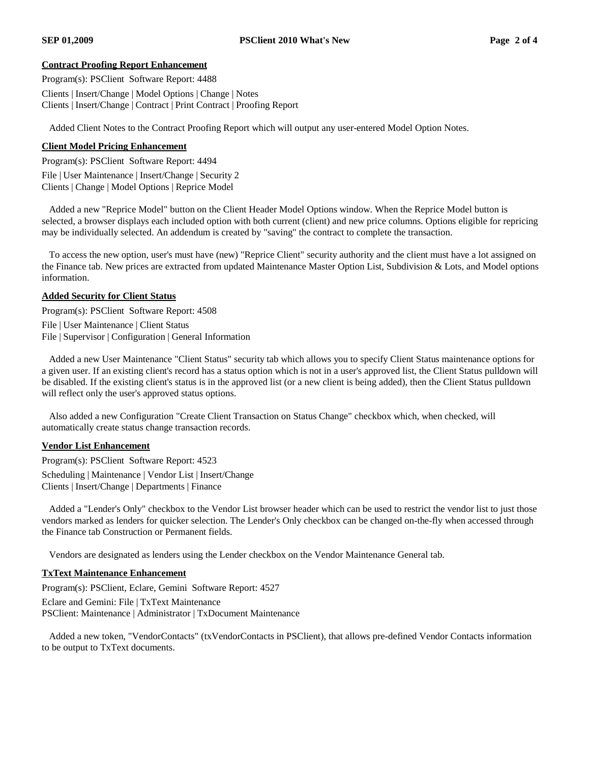## Contract Proofing Report Enhancement

Program(s): PSClient  Software Report: 4488

Clients | Insert/Change | Model Options | Change | Notes
Clients | Insert/Change | Contract | Print Contract | Proofing Report

Added Client Notes to the Contract Proofing Report which will output any user-entered Model Option Notes.

## Client Model Pricing Enhancement

Program(s): PSClient  Software Report: 4494

File | User Maintenance | Insert/Change | Security 2
Clients | Change | Model Options | Reprice Model

Added a new "Reprice Model" button on the Client Header Model Options window. When the Reprice Model button is selected, a browser displays each included option with both current (client) and new price columns. Options eligible for repricing may be individually selected. An addendum is created by "saving" the contract to complete the transaction.

To access the new option, user's must have (new) "Reprice Client" security authority and the client must have a lot assigned on the Finance tab. New prices are extracted from updated Maintenance Master Option List, Subdivision & Lots, and Model options information.

## Added Security for Client Status

Program(s): PSClient  Software Report: 4508

File | User Maintenance | Client Status
File | Supervisor | Configuration | General Information

Added a new User Maintenance "Client Status" security tab which allows you to specify Client Status maintenance options for a given user. If an existing client's record has a status option which is not in a user's approved list, the Client Status pulldown will be disabled. If the existing client's status is in the approved list (or a new client is being added), then the Client Status pulldown will reflect only the user's approved status options.

Also added a new Configuration "Create Client Transaction on Status Change" checkbox which, when checked, will automatically create status change transaction records.

## Vendor List Enhancement

Program(s): PSClient  Software Report: 4523

Scheduling | Maintenance | Vendor List | Insert/Change
Clients | Insert/Change | Departments | Finance

Added a "Lender's Only" checkbox to the Vendor List browser header which can be used to restrict the vendor list to just those vendors marked as lenders for quicker selection. The Lender's Only checkbox can be changed on-the-fly when accessed through the Finance tab Construction or Permanent fields.

Vendors are designated as lenders using the Lender checkbox on the Vendor Maintenance General tab.

## TxText Maintenance Enhancement

Program(s): PSClient, Eclare, Gemini  Software Report: 4527

Eclare and Gemini: File | TxText Maintenance
PSClient: Maintenance | Administrator | TxDocument Maintenance

Added a new token, "VendorContacts" (txVendorContacts in PSClient), that allows pre-defined Vendor Contacts information to be output to TxText documents.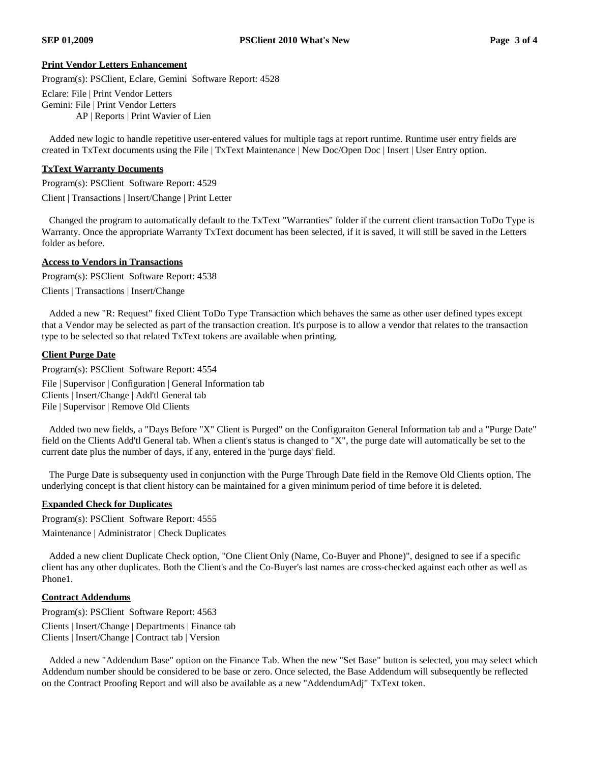**Print Vendor Letters Enhancement**

Program(s): PSClient, Eclare, Gemini Software Report: 4528

Eclare: File | Print Vendor Letters
Gemini: File | Print Vendor Letters
AP | Reports | Print Wavier of Lien

Added new logic to handle repetitive user-entered values for multiple tags at report runtime. Runtime user entry fields are created in TxText documents using the File | TxText Maintenance | New Doc/Open Doc | Insert | User Entry option.

**TxText Warranty Documents**

Program(s): PSClient Software Report: 4529

Client | Transactions | Insert/Change | Print Letter

Changed the program to automatically default to the TxText "Warranties" folder if the current client transaction ToDo Type is Warranty. Once the appropriate Warranty TxText document has been selected, if it is saved, it will still be saved in the Letters folder as before.

**Access to Vendors in Transactions**

Program(s): PSClient Software Report: 4538

Clients | Transactions | Insert/Change

Added a new "R: Request" fixed Client ToDo Type Transaction which behaves the same as other user defined types except that a Vendor may be selected as part of the transaction creation. It's purpose is to allow a vendor that relates to the transaction type to be selected so that related TxText tokens are available when printing.

**Client Purge Date**

Program(s): PSClient Software Report: 4554

File | Supervisor | Configuration | General Information tab
Clients | Insert/Change | Add'tl General tab
File | Supervisor | Remove Old Clients

Added two new fields, a "Days Before "X" Client is Purged" on the Configuraiton General Information tab and a "Purge Date" field on the Clients Add'tl General tab. When a client's status is changed to "X", the purge date will automatically be set to the current date plus the number of days, if any, entered in the 'purge days' field.

The Purge Date is subsequenty used in conjunction with the Purge Through Date field in the Remove Old Clients option. The underlying concept is that client history can be maintained for a given minimum period of time before it is deleted.

**Expanded Check for Duplicates**

Program(s): PSClient Software Report: 4555

Maintenance | Administrator | Check Duplicates

Added a new client Duplicate Check option, "One Client Only (Name, Co-Buyer and Phone)", designed to see if a specific client has any other duplicates. Both the Client's and the Co-Buyer's last names are cross-checked against each other as well as Phone1.

**Contract Addendums**

Program(s): PSClient Software Report: 4563

Clients | Insert/Change | Departments | Finance tab
Clients | Insert/Change | Contract tab | Version

Added a new "Addendum Base" option on the Finance Tab. When the new "Set Base" button is selected, you may select which Addendum number should be considered to be base or zero. Once selected, the Base Addendum will subsequently be reflected on the Contract Proofing Report and will also be available as a new "AddendumAdj" TxText token.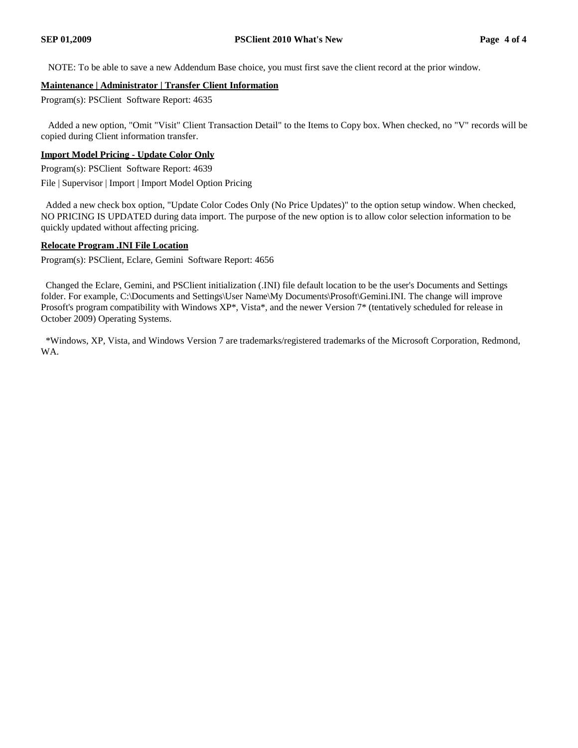NOTE: To be able to save a new Addendum Base choice, you must first save the client record at the prior window.

**Maintenance | Administrator | Transfer Client Information**

Program(s): PSClient  Software Report: 4635

Added a new option, "Omit "Visit" Client Transaction Detail" to the Items to Copy box. When checked, no "V" records will be copied during Client information transfer.

**Import Model Pricing - Update Color Only**

Program(s): PSClient  Software Report: 4639

File | Supervisor | Import | Import Model Option Pricing

Added a new check box option, "Update Color Codes Only (No Price Updates)" to the option setup window. When checked, NO PRICING IS UPDATED during data import. The purpose of the new option is to allow color selection information to be quickly updated without affecting pricing.

**Relocate Program .INI File Location**

Program(s): PSClient, Eclare, Gemini  Software Report: 4656

Changed the Eclare, Gemini, and PSClient initialization (.INI) file default location to be the user's Documents and Settings folder. For example, C:\Documents and Settings\User Name\My Documents\Prosoft\Gemini.INI. The change will improve Prosoft's program compatibility with Windows XP*, Vista*, and the newer Version 7* (tentatively scheduled for release in October 2009) Operating Systems.

*Windows, XP, Vista, and Windows Version 7 are trademarks/registered trademarks of the Microsoft Corporation, Redmond, WA.